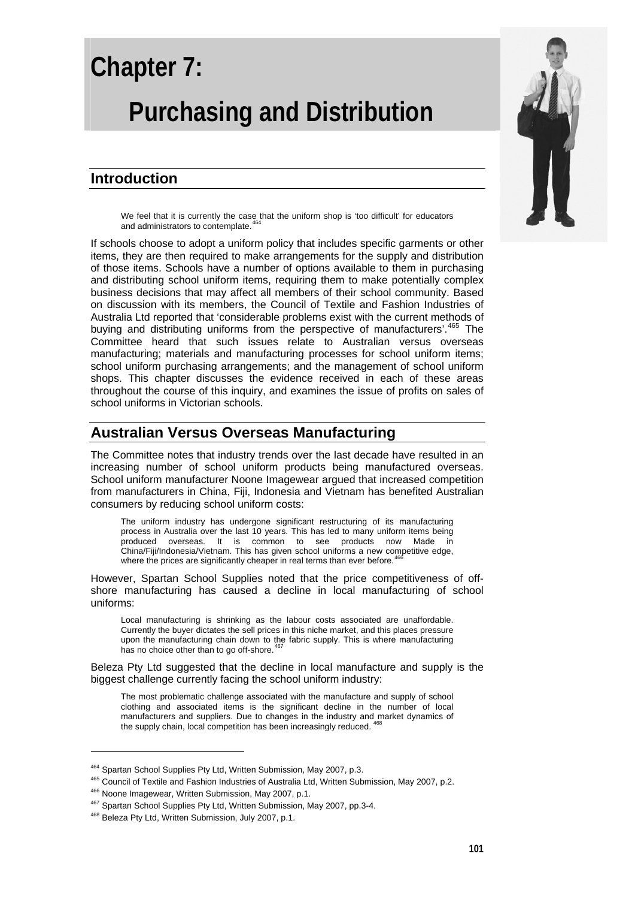# Chapter 7:

# Purchasing and Distribution

## Introduction

> We feel that it is currently the case that the uniform shop is 'too difficult' for educators and administrators to contemplate.[464]

If schools choose to adopt a uniform policy that includes specific garments or other items, they are then required to make arrangements for the supply and distribution of those items. Schools have a number of options available to them in purchasing and distributing school uniform items, requiring them to make potentially complex business decisions that may affect all members of their school community. Based on discussion with its members, the Council of Textile and Fashion Industries of Australia Ltd reported that 'considerable problems exist with the current methods of buying and distributing uniforms from the perspective of manufacturers'.[465] The Committee heard that such issues relate to Australian versus overseas manufacturing; materials and manufacturing processes for school uniform items; school uniform purchasing arrangements; and the management of school uniform shops. This chapter discusses the evidence received in each of these areas throughout the course of this inquiry, and examines the issue of profits on sales of school uniforms in Victorian schools.

## Australian Versus Overseas Manufacturing

The Committee notes that industry trends over the last decade have resulted in an increasing number of school uniform products being manufactured overseas. School uniform manufacturer Noone Imagewear argued that increased competition from manufacturers in China, Fiji, Indonesia and Vietnam has benefited Australian consumers by reducing school uniform costs:

> The uniform industry has undergone significant restructuring of its manufacturing process in Australia over the last 10 years. This has led to many uniform items being produced overseas. It is common to see products now Made in China/Fiji/Indonesia/Vietnam. This has given school uniforms a new competitive edge, where the prices are significantly cheaper in real terms than ever before.[466]

However, Spartan School Supplies noted that the price competitiveness of off-shore manufacturing has caused a decline in local manufacturing of school uniforms:

> Local manufacturing is shrinking as the labour costs associated are unaffordable. Currently the buyer dictates the sell prices in this niche market, and this places pressure upon the manufacturing chain down to the fabric supply. This is where manufacturing has no choice other than to go off-shore.[467]

Beleza Pty Ltd suggested that the decline in local manufacture and supply is the biggest challenge currently facing the school uniform industry:

> The most problematic challenge associated with the manufacture and supply of school clothing and associated items is the significant decline in the number of local manufacturers and suppliers. Due to changes in the industry and market dynamics of the supply chain, local competition has been increasingly reduced.[468]

---

[464] Spartan School Supplies Pty Ltd, Written Submission, May 2007, p.3.

[465] Council of Textile and Fashion Industries of Australia Ltd, Written Submission, May 2007, p.2.

[466] Noone Imagewear, Written Submission, May 2007, p.1.

[467] Spartan School Supplies Pty Ltd, Written Submission, May 2007, pp.3-4.

[468] Beleza Pty Ltd, Written Submission, July 2007, p.1.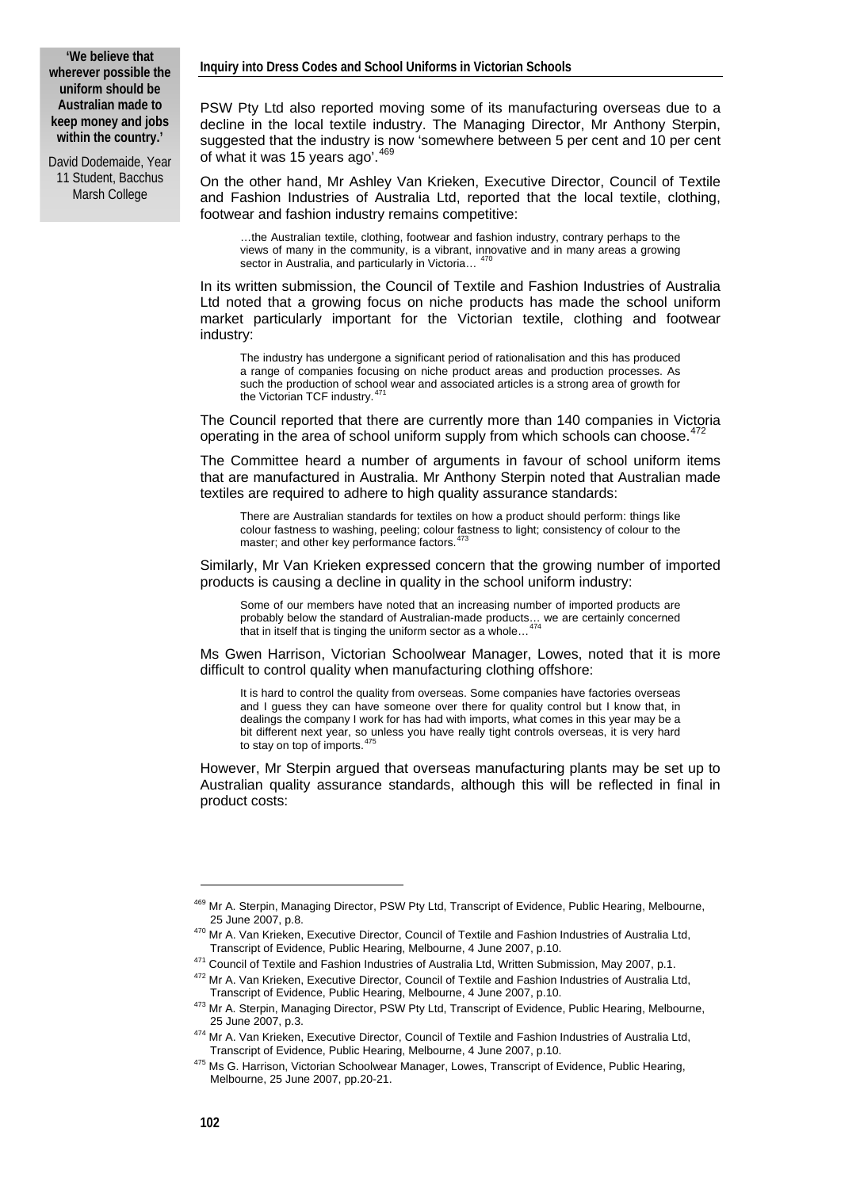> **'We believe that wherever possible the uniform should be Australian made to keep money and jobs within the country.'**
>
> David Dodemaide, Year 11 Student, Bacchus Marsh College

PSW Pty Ltd also reported moving some of its manufacturing overseas due to a decline in the local textile industry. The Managing Director, Mr Anthony Sterpin, suggested that the industry is now 'somewhere between 5 per cent and 10 per cent of what it was 15 years ago'.[469]

On the other hand, Mr Ashley Van Krieken, Executive Director, Council of Textile and Fashion Industries of Australia Ltd, reported that the local textile, clothing, footwear and fashion industry remains competitive:

> …the Australian textile, clothing, footwear and fashion industry, contrary perhaps to the views of many in the community, is a vibrant, innovative and in many areas a growing sector in Australia, and particularly in Victoria… [470]

In its written submission, the Council of Textile and Fashion Industries of Australia Ltd noted that a growing focus on niche products has made the school uniform market particularly important for the Victorian textile, clothing and footwear industry:

> The industry has undergone a significant period of rationalisation and this has produced a range of companies focusing on niche product areas and production processes. As such the production of school wear and associated articles is a strong area of growth for the Victorian TCF industry.[471]

The Council reported that there are currently more than 140 companies in Victoria operating in the area of school uniform supply from which schools can choose.[472]

The Committee heard a number of arguments in favour of school uniform items that are manufactured in Australia. Mr Anthony Sterpin noted that Australian made textiles are required to adhere to high quality assurance standards:

> There are Australian standards for textiles on how a product should perform: things like colour fastness to washing, peeling; colour fastness to light; consistency of colour to the master; and other key performance factors.[473]

Similarly, Mr Van Krieken expressed concern that the growing number of imported products is causing a decline in quality in the school uniform industry:

> Some of our members have noted that an increasing number of imported products are probably below the standard of Australian-made products… we are certainly concerned that in itself that is tinging the uniform sector as a whole… [474]

Ms Gwen Harrison, Victorian Schoolwear Manager, Lowes, noted that it is more difficult to control quality when manufacturing clothing offshore:

> It is hard to control the quality from overseas. Some companies have factories overseas and I guess they can have someone over there for quality control but I know that, in dealings the company I work for has had with imports, what comes in this year may be a bit different next year, so unless you have really tight controls overseas, it is very hard to stay on top of imports.[475]

However, Mr Sterpin argued that overseas manufacturing plants may be set up to Australian quality assurance standards, although this will be reflected in final in product costs:

---

[469] Mr A. Sterpin, Managing Director, PSW Pty Ltd, Transcript of Evidence, Public Hearing, Melbourne, 25 June 2007, p.8.

[470] Mr A. Van Krieken, Executive Director, Council of Textile and Fashion Industries of Australia Ltd, Transcript of Evidence, Public Hearing, Melbourne, 4 June 2007, p.10.

[471] Council of Textile and Fashion Industries of Australia Ltd, Written Submission, May 2007, p.1.

[472] Mr A. Van Krieken, Executive Director, Council of Textile and Fashion Industries of Australia Ltd, Transcript of Evidence, Public Hearing, Melbourne, 4 June 2007, p.10.

[473] Mr A. Sterpin, Managing Director, PSW Pty Ltd, Transcript of Evidence, Public Hearing, Melbourne, 25 June 2007, p.3.

[474] Mr A. Van Krieken, Executive Director, Council of Textile and Fashion Industries of Australia Ltd, Transcript of Evidence, Public Hearing, Melbourne, 4 June 2007, p.10.

[475] Ms G. Harrison, Victorian Schoolwear Manager, Lowes, Transcript of Evidence, Public Hearing, Melbourne, 25 June 2007, pp.20-21.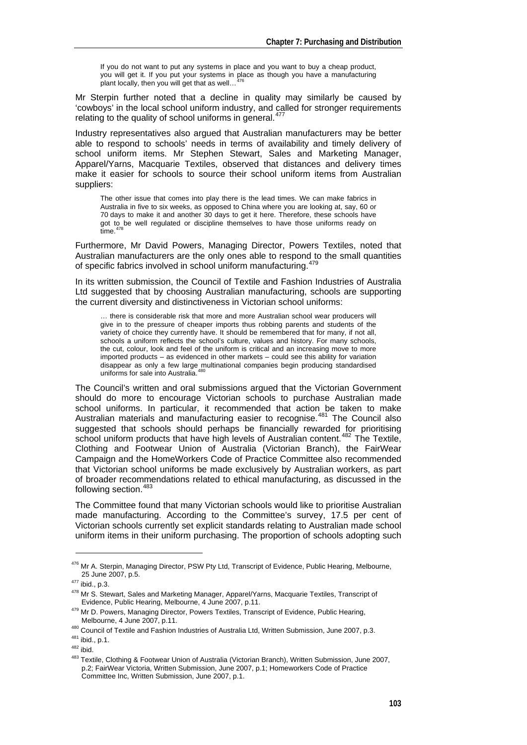> If you do not want to put any systems in place and you want to buy a cheap product, you will get it. If you put your systems in place as though you have a manufacturing plant locally, then you will get that as well…[476]

Mr Sterpin further noted that a decline in quality may similarly be caused by 'cowboys' in the local school uniform industry, and called for stronger requirements relating to the quality of school uniforms in general.[477]

Industry representatives also argued that Australian manufacturers may be better able to respond to schools' needs in terms of availability and timely delivery of school uniform items. Mr Stephen Stewart, Sales and Marketing Manager, Apparel/Yarns, Macquarie Textiles, observed that distances and delivery times make it easier for schools to source their school uniform items from Australian suppliers:

> The other issue that comes into play there is the lead times. We can make fabrics in Australia in five to six weeks, as opposed to China where you are looking at, say, 60 or 70 days to make it and another 30 days to get it here. Therefore, these schools have got to be well regulated or discipline themselves to have those uniforms ready on time.[478]

Furthermore, Mr David Powers, Managing Director, Powers Textiles, noted that Australian manufacturers are the only ones able to respond to the small quantities of specific fabrics involved in school uniform manufacturing.[479]

In its written submission, the Council of Textile and Fashion Industries of Australia Ltd suggested that by choosing Australian manufacturing, schools are supporting the current diversity and distinctiveness in Victorian school uniforms:

> … there is considerable risk that more and more Australian school wear producers will give in to the pressure of cheaper imports thus robbing parents and students of the variety of choice they currently have. It should be remembered that for many, if not all, schools a uniform reflects the school's culture, values and history. For many schools, the cut, colour, look and feel of the uniform is critical and an increasing move to more imported products – as evidenced in other markets – could see this ability for variation disappear as only a few large multinational companies begin producing standardised uniforms for sale into Australia.[480]

The Council's written and oral submissions argued that the Victorian Government should do more to encourage Victorian schools to purchase Australian made school uniforms. In particular, it recommended that action be taken to make Australian materials and manufacturing easier to recognise.[481] The Council also suggested that schools should perhaps be financially rewarded for prioritising school uniform products that have high levels of Australian content.[482] The Textile, Clothing and Footwear Union of Australia (Victorian Branch), the FairWear Campaign and the HomeWorkers Code of Practice Committee also recommended that Victorian school uniforms be made exclusively by Australian workers, as part of broader recommendations related to ethical manufacturing, as discussed in the following section.[483]

The Committee found that many Victorian schools would like to prioritise Australian made manufacturing. According to the Committee's survey, 17.5 per cent of Victorian schools currently set explicit standards relating to Australian made school uniform items in their uniform purchasing. The proportion of schools adopting such

---

[476] Mr A. Sterpin, Managing Director, PSW Pty Ltd, Transcript of Evidence, Public Hearing, Melbourne, 25 June 2007, p.5.

[477] ibid., p.3.

[478] Mr S. Stewart, Sales and Marketing Manager, Apparel/Yarns, Macquarie Textiles, Transcript of Evidence, Public Hearing, Melbourne, 4 June 2007, p.11.

[479] Mr D. Powers, Managing Director, Powers Textiles, Transcript of Evidence, Public Hearing, Melbourne, 4 June 2007, p.11.

[480] Council of Textile and Fashion Industries of Australia Ltd, Written Submission, June 2007, p.3.

[481] ibid., p.1.

[482] ibid.

[483] Textile, Clothing & Footwear Union of Australia (Victorian Branch), Written Submission, June 2007, p.2; FairWear Victoria, Written Submission, June 2007, p.1; Homeworkers Code of Practice Committee Inc, Written Submission, June 2007, p.1.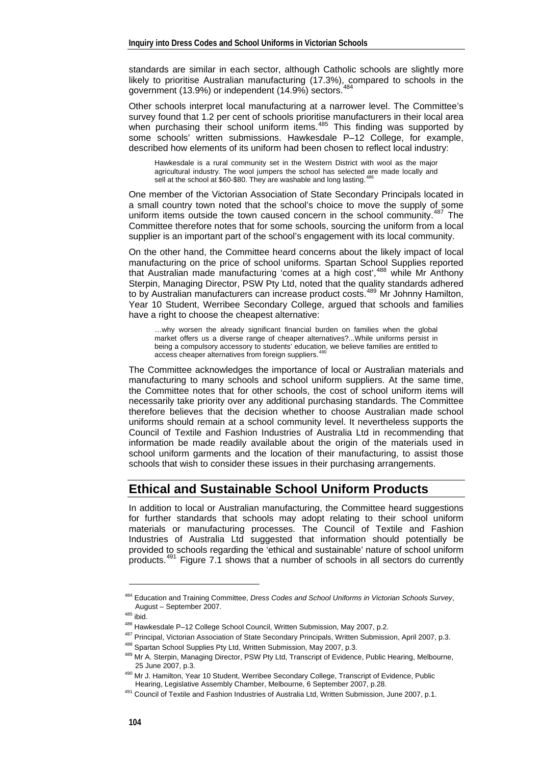standards are similar in each sector, although Catholic schools are slightly more likely to prioritise Australian manufacturing (17.3%), compared to schools in the government (13.9%) or independent (14.9%) sectors.[484]

Other schools interpret local manufacturing at a narrower level. The Committee's survey found that 1.2 per cent of schools prioritise manufacturers in their local area when purchasing their school uniform items.[485] This finding was supported by some schools' written submissions. Hawkesdale P–12 College, for example, described how elements of its uniform had been chosen to reflect local industry:

> Hawkesdale is a rural community set in the Western District with wool as the major agricultural industry. The wool jumpers the school has selected are made locally and sell at the school at $60-$80. They are washable and long lasting.[486]

One member of the Victorian Association of State Secondary Principals located in a small country town noted that the school's choice to move the supply of some uniform items outside the town caused concern in the school community.[487] The Committee therefore notes that for some schools, sourcing the uniform from a local supplier is an important part of the school's engagement with its local community.

On the other hand, the Committee heard concerns about the likely impact of local manufacturing on the price of school uniforms. Spartan School Supplies reported that Australian made manufacturing 'comes at a high cost',[488] while Mr Anthony Sterpin, Managing Director, PSW Pty Ltd, noted that the quality standards adhered to by Australian manufacturers can increase product costs.[489] Mr Johnny Hamilton, Year 10 Student, Werribee Secondary College, argued that schools and families have a right to choose the cheapest alternative:

> …why worsen the already significant financial burden on families when the global market offers us a diverse range of cheaper alternatives?...While uniforms persist in being a compulsory accessory to students' education, we believe families are entitled to access cheaper alternatives from foreign suppliers.[490]

The Committee acknowledges the importance of local or Australian materials and manufacturing to many schools and school uniform suppliers. At the same time, the Committee notes that for other schools, the cost of school uniform items will necessarily take priority over any additional purchasing standards. The Committee therefore believes that the decision whether to choose Australian made school uniforms should remain at a school community level. It nevertheless supports the Council of Textile and Fashion Industries of Australia Ltd in recommending that information be made readily available about the origin of the materials used in school uniform garments and the location of their manufacturing, to assist those schools that wish to consider these issues in their purchasing arrangements.

## Ethical and Sustainable School Uniform Products

In addition to local or Australian manufacturing, the Committee heard suggestions for further standards that schools may adopt relating to their school uniform materials or manufacturing processes. The Council of Textile and Fashion Industries of Australia Ltd suggested that information should potentially be provided to schools regarding the 'ethical and sustainable' nature of school uniform products.[491] Figure 7.1 shows that a number of schools in all sectors do currently

---

[484] Education and Training Committee, *Dress Codes and School Uniforms in Victorian Schools Survey*, August – September 2007.

[485] ibid.

[486] Hawkesdale P–12 College School Council, Written Submission, May 2007, p.2.

[487] Principal, Victorian Association of State Secondary Principals, Written Submission, April 2007, p.3.

[488] Spartan School Supplies Pty Ltd, Written Submission, May 2007, p.3.

[489] Mr A. Sterpin, Managing Director, PSW Pty Ltd, Transcript of Evidence, Public Hearing, Melbourne, 25 June 2007, p.3.

[490] Mr J. Hamilton, Year 10 Student, Werribee Secondary College, Transcript of Evidence, Public Hearing, Legislative Assembly Chamber, Melbourne, 6 September 2007, p.28.

[491] Council of Textile and Fashion Industries of Australia Ltd, Written Submission, June 2007, p.1.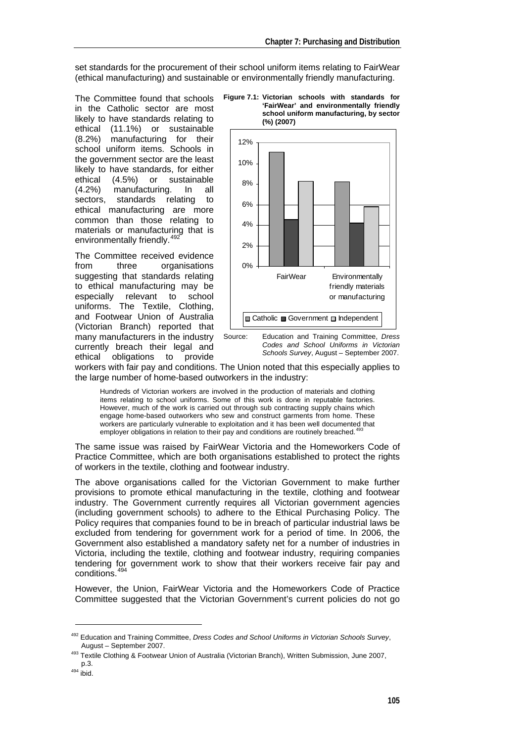set standards for the procurement of their school uniform items relating to FairWear (ethical manufacturing) and sustainable or environmentally friendly manufacturing.

The Committee found that schools in the Catholic sector are most likely to have standards relating to ethical (11.1%) or sustainable (8.2%) manufacturing for their school uniform items. Schools in the government sector are the least likely to have standards, for either ethical (4.5%) or sustainable (4.2%) manufacturing. In all sectors, standards relating to ethical manufacturing are more common than those relating to materials or manufacturing that is environmentally friendly.[492]

**Figure 7.1: Victorian schools with standards for 'FairWear' and environmentally friendly school uniform manufacturing, by sector (%) (2007)**

| | Catholic | Government | Independent |
|---|---|---|---|
| FairWear | 11.1% | 4.5% | 8.2% |
| Environmentally friendly materials or manufacturing | 8.2% | 4.2% | 5.8% |

Source: Education and Training Committee, *Dress Codes and School Uniforms in Victorian Schools Survey*, August – September 2007.

The Committee received evidence from three organisations suggesting that standards relating to ethical manufacturing may be especially relevant to school uniforms. The Textile, Clothing, and Footwear Union of Australia (Victorian Branch) reported that many manufacturers in the industry currently breach their legal and ethical obligations to provide workers with fair pay and conditions. The Union noted that this especially applies to the large number of home-based outworkers in the industry:

> Hundreds of Victorian workers are involved in the production of materials and clothing items relating to school uniforms. Some of this work is done in reputable factories. However, much of the work is carried out through sub contracting supply chains which engage home-based outworkers who sew and construct garments from home. These workers are particularly vulnerable to exploitation and it has been well documented that employer obligations in relation to their pay and conditions are routinely breached.[493]

The same issue was raised by FairWear Victoria and the Homeworkers Code of Practice Committee, which are both organisations established to protect the rights of workers in the textile, clothing and footwear industry.

The above organisations called for the Victorian Government to make further provisions to promote ethical manufacturing in the textile, clothing and footwear industry. The Government currently requires all Victorian government agencies (including government schools) to adhere to the Ethical Purchasing Policy. The Policy requires that companies found to be in breach of particular industrial laws be excluded from tendering for government work for a period of time. In 2006, the Government also established a mandatory safety net for a number of industries in Victoria, including the textile, clothing and footwear industry, requiring companies tendering for government work to show that their workers receive fair pay and conditions.[494]

However, the Union, FairWear Victoria and the Homeworkers Code of Practice Committee suggested that the Victorian Government's current policies do not go

---

[492] Education and Training Committee, *Dress Codes and School Uniforms in Victorian Schools Survey*, August – September 2007.

[493] Textile Clothing & Footwear Union of Australia (Victorian Branch), Written Submission, June 2007, p.3.

[494] ibid.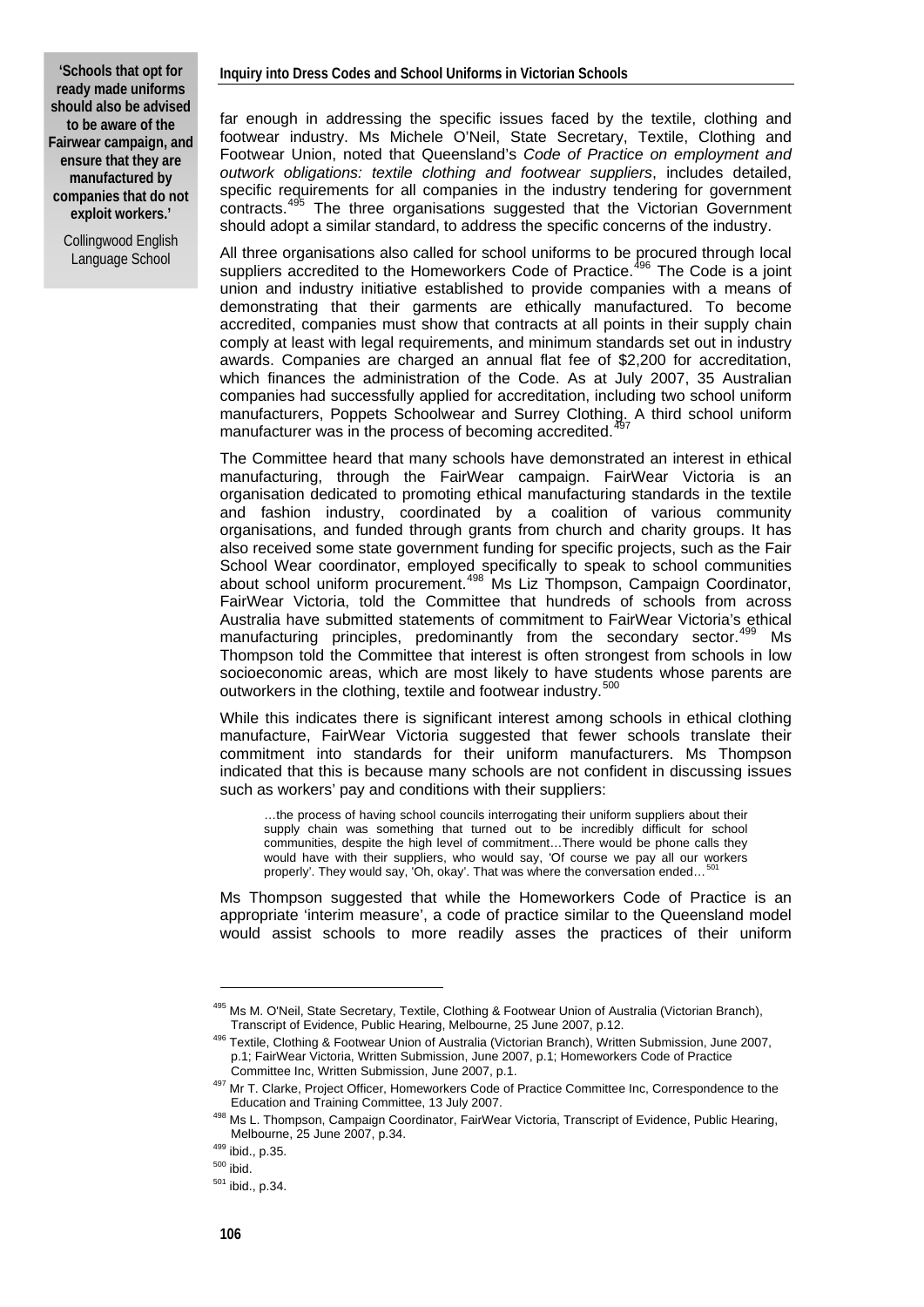> **'Schools that opt for ready made uniforms should also be advised to be aware of the Fairwear campaign, and ensure that they are manufactured by companies that do not exploit workers.'**
>
> Collingwood English Language School

far enough in addressing the specific issues faced by the textile, clothing and footwear industry. Ms Michele O'Neil, State Secretary, Textile, Clothing and Footwear Union, noted that Queensland's *Code of Practice on employment and outwork obligations: textile clothing and footwear suppliers*, includes detailed, specific requirements for all companies in the industry tendering for government contracts.[495] The three organisations suggested that the Victorian Government should adopt a similar standard, to address the specific concerns of the industry.

All three organisations also called for school uniforms to be procured through local suppliers accredited to the Homeworkers Code of Practice.[496] The Code is a joint union and industry initiative established to provide companies with a means of demonstrating that their garments are ethically manufactured. To become accredited, companies must show that contracts at all points in their supply chain comply at least with legal requirements, and minimum standards set out in industry awards. Companies are charged an annual flat fee of $2,200 for accreditation, which finances the administration of the Code. As at July 2007, 35 Australian companies had successfully applied for accreditation, including two school uniform manufacturers, Poppets Schoolwear and Surrey Clothing. A third school uniform manufacturer was in the process of becoming accredited.[497]

The Committee heard that many schools have demonstrated an interest in ethical manufacturing, through the FairWear campaign. FairWear Victoria is an organisation dedicated to promoting ethical manufacturing standards in the textile and fashion industry, coordinated by a coalition of various community organisations, and funded through grants from church and charity groups. It has also received some state government funding for specific projects, such as the Fair School Wear coordinator, employed specifically to speak to school communities about school uniform procurement.[498] Ms Liz Thompson, Campaign Coordinator, FairWear Victoria, told the Committee that hundreds of schools from across Australia have submitted statements of commitment to FairWear Victoria's ethical manufacturing principles, predominantly from the secondary sector.[499] Ms Thompson told the Committee that interest is often strongest from schools in low socioeconomic areas, which are most likely to have students whose parents are outworkers in the clothing, textile and footwear industry.[500]

While this indicates there is significant interest among schools in ethical clothing manufacture, FairWear Victoria suggested that fewer schools translate their commitment into standards for their uniform manufacturers. Ms Thompson indicated that this is because many schools are not confident in discussing issues such as workers' pay and conditions with their suppliers:

> …the process of having school councils interrogating their uniform suppliers about their supply chain was something that turned out to be incredibly difficult for school communities, despite the high level of commitment…There would be phone calls they would have with their suppliers, who would say, 'Of course we pay all our workers properly'. They would say, 'Oh, okay'. That was where the conversation ended…[501]

Ms Thompson suggested that while the Homeworkers Code of Practice is an appropriate 'interim measure', a code of practice similar to the Queensland model would assist schools to more readily asses the practices of their uniform

---

[495] Ms M. O'Neil, State Secretary, Textile, Clothing & Footwear Union of Australia (Victorian Branch), Transcript of Evidence, Public Hearing, Melbourne, 25 June 2007, p.12.

[496] Textile, Clothing & Footwear Union of Australia (Victorian Branch), Written Submission, June 2007, p.1; FairWear Victoria, Written Submission, June 2007, p.1; Homeworkers Code of Practice Committee Inc, Written Submission, June 2007, p.1.

[497] Mr T. Clarke, Project Officer, Homeworkers Code of Practice Committee Inc, Correspondence to the Education and Training Committee, 13 July 2007.

[498] Ms L. Thompson, Campaign Coordinator, FairWear Victoria, Transcript of Evidence, Public Hearing, Melbourne, 25 June 2007, p.34.

[499] ibid., p.35.

[500] ibid.

[501] ibid., p.34.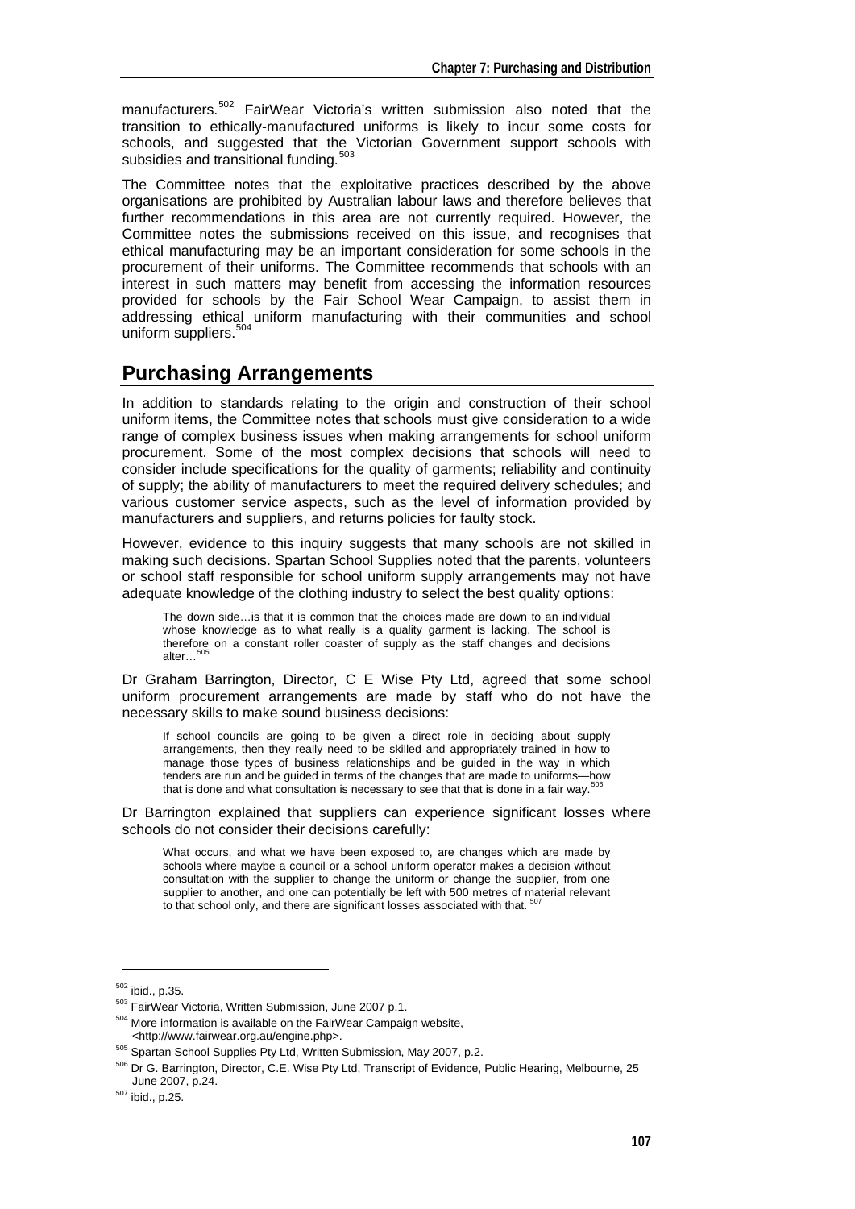manufacturers.[502] FairWear Victoria's written submission also noted that the transition to ethically-manufactured uniforms is likely to incur some costs for schools, and suggested that the Victorian Government support schools with subsidies and transitional funding.[503]

The Committee notes that the exploitative practices described by the above organisations are prohibited by Australian labour laws and therefore believes that further recommendations in this area are not currently required. However, the Committee notes the submissions received on this issue, and recognises that ethical manufacturing may be an important consideration for some schools in the procurement of their uniforms. The Committee recommends that schools with an interest in such matters may benefit from accessing the information resources provided for schools by the Fair School Wear Campaign, to assist them in addressing ethical uniform manufacturing with their communities and school uniform suppliers.[504]

## Purchasing Arrangements

In addition to standards relating to the origin and construction of their school uniform items, the Committee notes that schools must give consideration to a wide range of complex business issues when making arrangements for school uniform procurement. Some of the most complex decisions that schools will need to consider include specifications for the quality of garments; reliability and continuity of supply; the ability of manufacturers to meet the required delivery schedules; and various customer service aspects, such as the level of information provided by manufacturers and suppliers, and returns policies for faulty stock.

However, evidence to this inquiry suggests that many schools are not skilled in making such decisions. Spartan School Supplies noted that the parents, volunteers or school staff responsible for school uniform supply arrangements may not have adequate knowledge of the clothing industry to select the best quality options:

> The down side…is that it is common that the choices made are down to an individual whose knowledge as to what really is a quality garment is lacking. The school is therefore on a constant roller coaster of supply as the staff changes and decisions alter…[505]

Dr Graham Barrington, Director, C E Wise Pty Ltd, agreed that some school uniform procurement arrangements are made by staff who do not have the necessary skills to make sound business decisions:

> If school councils are going to be given a direct role in deciding about supply arrangements, then they really need to be skilled and appropriately trained in how to manage those types of business relationships and be guided in the way in which tenders are run and be guided in terms of the changes that are made to uniforms—how that is done and what consultation is necessary to see that that is done in a fair way.[506]

Dr Barrington explained that suppliers can experience significant losses where schools do not consider their decisions carefully:

> What occurs, and what we have been exposed to, are changes which are made by schools where maybe a council or a school uniform operator makes a decision without consultation with the supplier to change the uniform or change the supplier, from one supplier to another, and one can potentially be left with 500 metres of material relevant to that school only, and there are significant losses associated with that.[507]

---

[502] ibid., p.35.

[503] FairWear Victoria, Written Submission, June 2007 p.1.

[504] More information is available on the FairWear Campaign website, <http://www.fairwear.org.au/engine.php>.

[505] Spartan School Supplies Pty Ltd, Written Submission, May 2007, p.2.

[506] Dr G. Barrington, Director, C.E. Wise Pty Ltd, Transcript of Evidence, Public Hearing, Melbourne, 25 June 2007, p.24.

[507] ibid., p.25.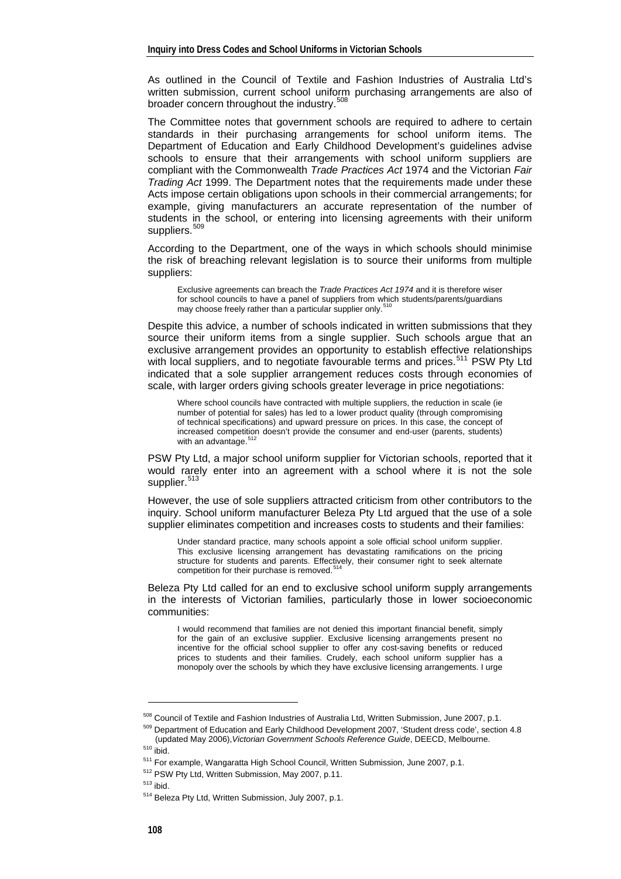As outlined in the Council of Textile and Fashion Industries of Australia Ltd's written submission, current school uniform purchasing arrangements are also of broader concern throughout the industry.[508]

The Committee notes that government schools are required to adhere to certain standards in their purchasing arrangements for school uniform items. The Department of Education and Early Childhood Development's guidelines advise schools to ensure that their arrangements with school uniform suppliers are compliant with the Commonwealth *Trade Practices Act* 1974 and the Victorian *Fair Trading Act* 1999. The Department notes that the requirements made under these Acts impose certain obligations upon schools in their commercial arrangements; for example, giving manufacturers an accurate representation of the number of students in the school, or entering into licensing agreements with their uniform suppliers.[509]

According to the Department, one of the ways in which schools should minimise the risk of breaching relevant legislation is to source their uniforms from multiple suppliers:

> Exclusive agreements can breach the *Trade Practices Act 1974* and it is therefore wiser for school councils to have a panel of suppliers from which students/parents/guardians may choose freely rather than a particular supplier only.[510]

Despite this advice, a number of schools indicated in written submissions that they source their uniform items from a single supplier. Such schools argue that an exclusive arrangement provides an opportunity to establish effective relationships with local suppliers, and to negotiate favourable terms and prices.[511] PSW Pty Ltd indicated that a sole supplier arrangement reduces costs through economies of scale, with larger orders giving schools greater leverage in price negotiations:

> Where school councils have contracted with multiple suppliers, the reduction in scale (ie number of potential for sales) has led to a lower product quality (through compromising of technical specifications) and upward pressure on prices. In this case, the concept of increased competition doesn't provide the consumer and end-user (parents, students) with an advantage.[512]

PSW Pty Ltd, a major school uniform supplier for Victorian schools, reported that it would rarely enter into an agreement with a school where it is not the sole supplier.[513]

However, the use of sole suppliers attracted criticism from other contributors to the inquiry. School uniform manufacturer Beleza Pty Ltd argued that the use of a sole supplier eliminates competition and increases costs to students and their families:

> Under standard practice, many schools appoint a sole official school uniform supplier. This exclusive licensing arrangement has devastating ramifications on the pricing structure for students and parents. Effectively, their consumer right to seek alternate competition for their purchase is removed.[514]

Beleza Pty Ltd called for an end to exclusive school uniform supply arrangements in the interests of Victorian families, particularly those in lower socioeconomic communities:

> I would recommend that families are not denied this important financial benefit, simply for the gain of an exclusive supplier. Exclusive licensing arrangements present no incentive for the official school supplier to offer any cost-saving benefits or reduced prices to students and their families. Crudely, each school uniform supplier has a monopoly over the schools by which they have exclusive licensing arrangements. I urge

---

[508] Council of Textile and Fashion Industries of Australia Ltd, Written Submission, June 2007, p.1.

[509] Department of Education and Early Childhood Development 2007, 'Student dress code', section 4.8 (updated May 2006), *Victorian Government Schools Reference Guide*, DEECD, Melbourne.

[510] ibid.

[511] For example, Wangaratta High School Council, Written Submission, June 2007, p.1.

[512] PSW Pty Ltd, Written Submission, May 2007, p.11.

[513] ibid.

[514] Beleza Pty Ltd, Written Submission, July 2007, p.1.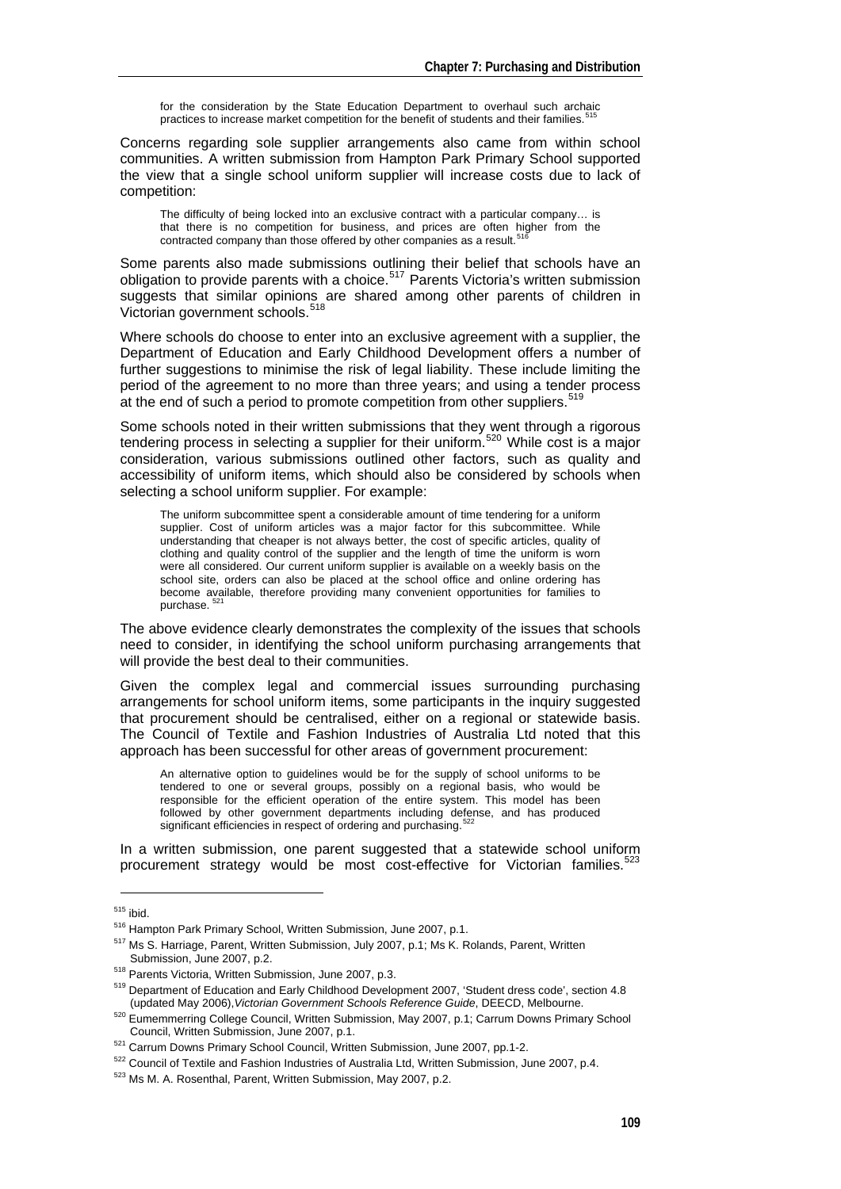> for the consideration by the State Education Department to overhaul such archaic practices to increase market competition for the benefit of students and their families.[515]

Concerns regarding sole supplier arrangements also came from within school communities. A written submission from Hampton Park Primary School supported the view that a single school uniform supplier will increase costs due to lack of competition:

> The difficulty of being locked into an exclusive contract with a particular company… is that there is no competition for business, and prices are often higher from the contracted company than those offered by other companies as a result.[516]

Some parents also made submissions outlining their belief that schools have an obligation to provide parents with a choice.[517] Parents Victoria's written submission suggests that similar opinions are shared among other parents of children in Victorian government schools.[518]

Where schools do choose to enter into an exclusive agreement with a supplier, the Department of Education and Early Childhood Development offers a number of further suggestions to minimise the risk of legal liability. These include limiting the period of the agreement to no more than three years; and using a tender process at the end of such a period to promote competition from other suppliers.[519]

Some schools noted in their written submissions that they went through a rigorous tendering process in selecting a supplier for their uniform.[520] While cost is a major consideration, various submissions outlined other factors, such as quality and accessibility of uniform items, which should also be considered by schools when selecting a school uniform supplier. For example:

> The uniform subcommittee spent a considerable amount of time tendering for a uniform supplier. Cost of uniform articles was a major factor for this subcommittee. While understanding that cheaper is not always better, the cost of specific articles, quality of clothing and quality control of the supplier and the length of time the uniform is worn were all considered. Our current uniform supplier is available on a weekly basis on the school site, orders can also be placed at the school office and online ordering has become available, therefore providing many convenient opportunities for families to purchase.[521]

The above evidence clearly demonstrates the complexity of the issues that schools need to consider, in identifying the school uniform purchasing arrangements that will provide the best deal to their communities.

Given the complex legal and commercial issues surrounding purchasing arrangements for school uniform items, some participants in the inquiry suggested that procurement should be centralised, either on a regional or statewide basis. The Council of Textile and Fashion Industries of Australia Ltd noted that this approach has been successful for other areas of government procurement:

> An alternative option to guidelines would be for the supply of school uniforms to be tendered to one or several groups, possibly on a regional basis, who would be responsible for the efficient operation of the entire system. This model has been followed by other government departments including defense, and has produced significant efficiencies in respect of ordering and purchasing.[522]

In a written submission, one parent suggested that a statewide school uniform procurement strategy would be most cost-effective for Victorian families.[523]

---

[515] ibid.

[516] Hampton Park Primary School, Written Submission, June 2007, p.1.

[517] Ms S. Harriage, Parent, Written Submission, July 2007, p.1; Ms K. Rolands, Parent, Written Submission, June 2007, p.2.

[518] Parents Victoria, Written Submission, June 2007, p.3.

[519] Department of Education and Early Childhood Development 2007, 'Student dress code', section 4.8 (updated May 2006), *Victorian Government Schools Reference Guide*, DEECD, Melbourne.

[520] Eumemmerring College Council, Written Submission, May 2007, p.1; Carrum Downs Primary School Council, Written Submission, June 2007, p.1.

[521] Carrum Downs Primary School Council, Written Submission, June 2007, pp.1-2.

[522] Council of Textile and Fashion Industries of Australia Ltd, Written Submission, June 2007, p.4.

[523] Ms M. A. Rosenthal, Parent, Written Submission, May 2007, p.2.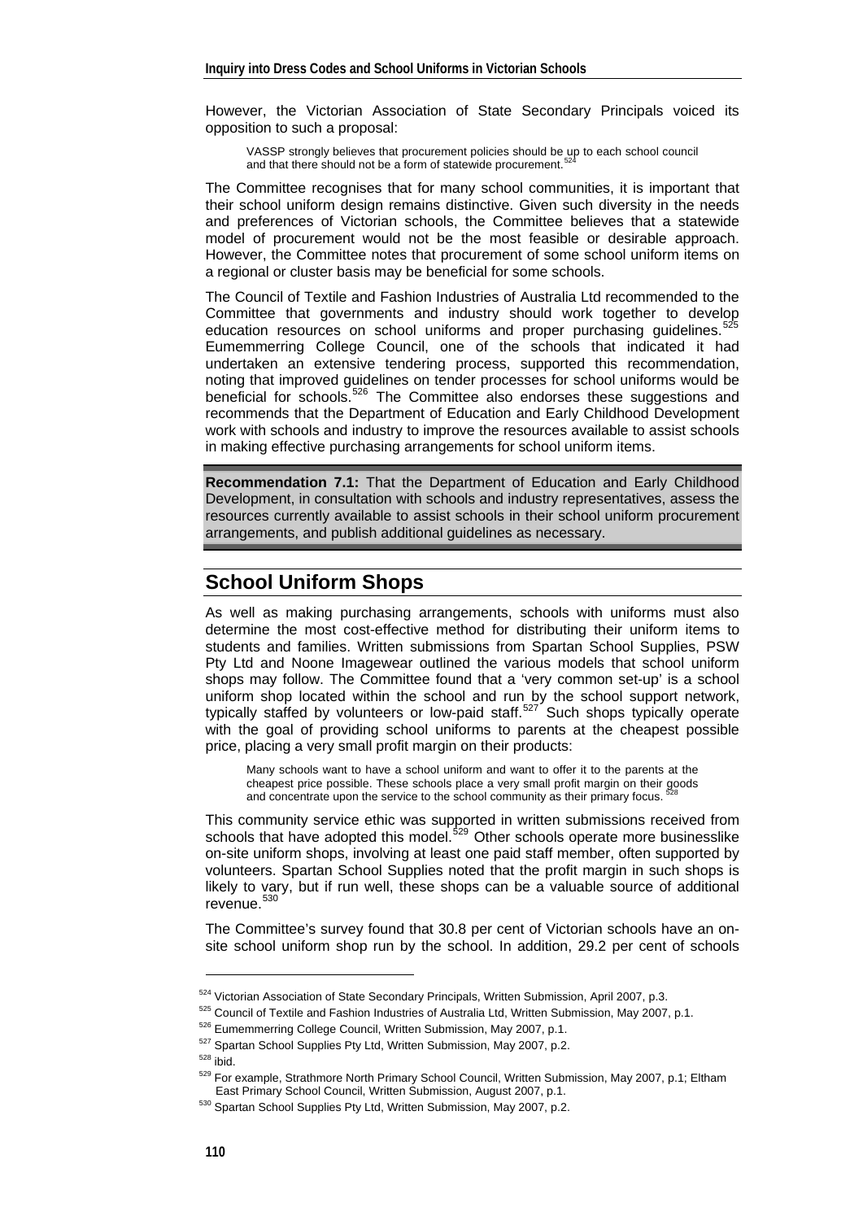However, the Victorian Association of State Secondary Principals voiced its opposition to such a proposal:

> VASSP strongly believes that procurement policies should be up to each school council and that there should not be a form of statewide procurement.[524]

The Committee recognises that for many school communities, it is important that their school uniform design remains distinctive. Given such diversity in the needs and preferences of Victorian schools, the Committee believes that a statewide model of procurement would not be the most feasible or desirable approach. However, the Committee notes that procurement of some school uniform items on a regional or cluster basis may be beneficial for some schools.

The Council of Textile and Fashion Industries of Australia Ltd recommended to the Committee that governments and industry should work together to develop education resources on school uniforms and proper purchasing guidelines.[525] Eumemmerring College Council, one of the schools that indicated it had undertaken an extensive tendering process, supported this recommendation, noting that improved guidelines on tender processes for school uniforms would be beneficial for schools.[526] The Committee also endorses these suggestions and recommends that the Department of Education and Early Childhood Development work with schools and industry to improve the resources available to assist schools in making effective purchasing arrangements for school uniform items.

**Recommendation 7.1:** That the Department of Education and Early Childhood Development, in consultation with schools and industry representatives, assess the resources currently available to assist schools in their school uniform procurement arrangements, and publish additional guidelines as necessary.

## School Uniform Shops

As well as making purchasing arrangements, schools with uniforms must also determine the most cost-effective method for distributing their uniform items to students and families. Written submissions from Spartan School Supplies, PSW Pty Ltd and Noone Imagewear outlined the various models that school uniform shops may follow. The Committee found that a 'very common set-up' is a school uniform shop located within the school and run by the school support network, typically staffed by volunteers or low-paid staff.[527] Such shops typically operate with the goal of providing school uniforms to parents at the cheapest possible price, placing a very small profit margin on their products:

> Many schools want to have a school uniform and want to offer it to the parents at the cheapest price possible. These schools place a very small profit margin on their goods and concentrate upon the service to the school community as their primary focus.[528]

This community service ethic was supported in written submissions received from schools that have adopted this model.[529] Other schools operate more businesslike on-site uniform shops, involving at least one paid staff member, often supported by volunteers. Spartan School Supplies noted that the profit margin in such shops is likely to vary, but if run well, these shops can be a valuable source of additional revenue.[530]

The Committee's survey found that 30.8 per cent of Victorian schools have an on-site school uniform shop run by the school. In addition, 29.2 per cent of schools

---

[524] Victorian Association of State Secondary Principals, Written Submission, April 2007, p.3.

[525] Council of Textile and Fashion Industries of Australia Ltd, Written Submission, May 2007, p.1.

[526] Eumemmerring College Council, Written Submission, May 2007, p.1.

[527] Spartan School Supplies Pty Ltd, Written Submission, May 2007, p.2.

[528] ibid.

[529] For example, Strathmore North Primary School Council, Written Submission, May 2007, p.1; Eltham East Primary School Council, Written Submission, August 2007, p.1.

[530] Spartan School Supplies Pty Ltd, Written Submission, May 2007, p.2.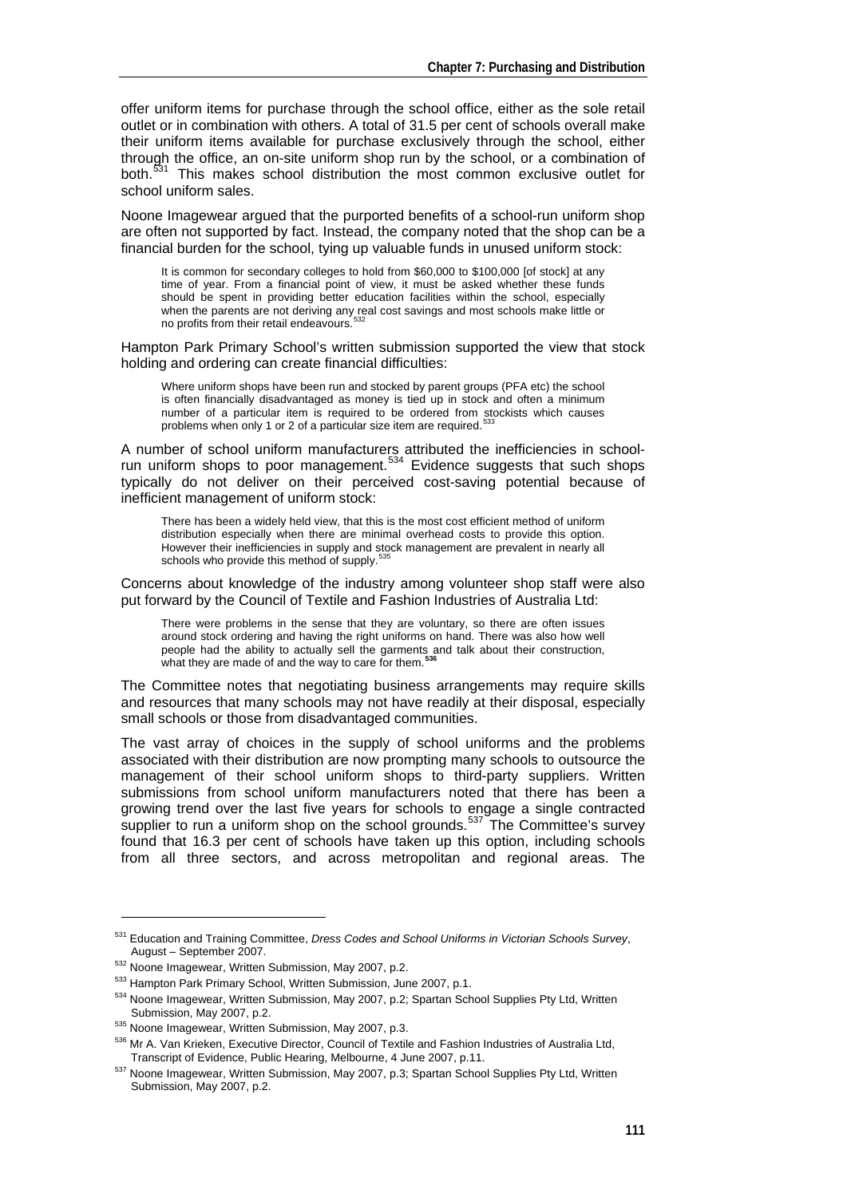offer uniform items for purchase through the school office, either as the sole retail outlet or in combination with others. A total of 31.5 per cent of schools overall make their uniform items available for purchase exclusively through the school, either through the office, an on-site uniform shop run by the school, or a combination of both.[531] This makes school distribution the most common exclusive outlet for school uniform sales.

Noone Imagewear argued that the purported benefits of a school-run uniform shop are often not supported by fact. Instead, the company noted that the shop can be a financial burden for the school, tying up valuable funds in unused uniform stock:

> It is common for secondary colleges to hold from $60,000 to $100,000 [of stock] at any time of year. From a financial point of view, it must be asked whether these funds should be spent in providing better education facilities within the school, especially when the parents are not deriving any real cost savings and most schools make little or no profits from their retail endeavours.[532]

Hampton Park Primary School's written submission supported the view that stock holding and ordering can create financial difficulties:

> Where uniform shops have been run and stocked by parent groups (PFA etc) the school is often financially disadvantaged as money is tied up in stock and often a minimum number of a particular item is required to be ordered from stockists which causes problems when only 1 or 2 of a particular size item are required.[533]

A number of school uniform manufacturers attributed the inefficiencies in school-run uniform shops to poor management.[534] Evidence suggests that such shops typically do not deliver on their perceived cost-saving potential because of inefficient management of uniform stock:

> There has been a widely held view, that this is the most cost efficient method of uniform distribution especially when there are minimal overhead costs to provide this option. However their inefficiencies in supply and stock management are prevalent in nearly all schools who provide this method of supply.[535]

Concerns about knowledge of the industry among volunteer shop staff were also put forward by the Council of Textile and Fashion Industries of Australia Ltd:

> There were problems in the sense that they are voluntary, so there are often issues around stock ordering and having the right uniforms on hand. There was also how well people had the ability to actually sell the garments and talk about their construction, what they are made of and the way to care for them.[536]

The Committee notes that negotiating business arrangements may require skills and resources that many schools may not have readily at their disposal, especially small schools or those from disadvantaged communities.

The vast array of choices in the supply of school uniforms and the problems associated with their distribution are now prompting many schools to outsource the management of their school uniform shops to third-party suppliers. Written submissions from school uniform manufacturers noted that there has been a growing trend over the last five years for schools to engage a single contracted supplier to run a uniform shop on the school grounds.[537] The Committee's survey found that 16.3 per cent of schools have taken up this option, including schools from all three sectors, and across metropolitan and regional areas. The

---

[531] Education and Training Committee, *Dress Codes and School Uniforms in Victorian Schools Survey*, August – September 2007.

[532] Noone Imagewear, Written Submission, May 2007, p.2.

[533] Hampton Park Primary School, Written Submission, June 2007, p.1.

[534] Noone Imagewear, Written Submission, May 2007, p.2; Spartan School Supplies Pty Ltd, Written Submission, May 2007, p.2.

[535] Noone Imagewear, Written Submission, May 2007, p.3.

[536] Mr A. Van Krieken, Executive Director, Council of Textile and Fashion Industries of Australia Ltd, Transcript of Evidence, Public Hearing, Melbourne, 4 June 2007, p.11.

[537] Noone Imagewear, Written Submission, May 2007, p.3; Spartan School Supplies Pty Ltd, Written Submission, May 2007, p.2.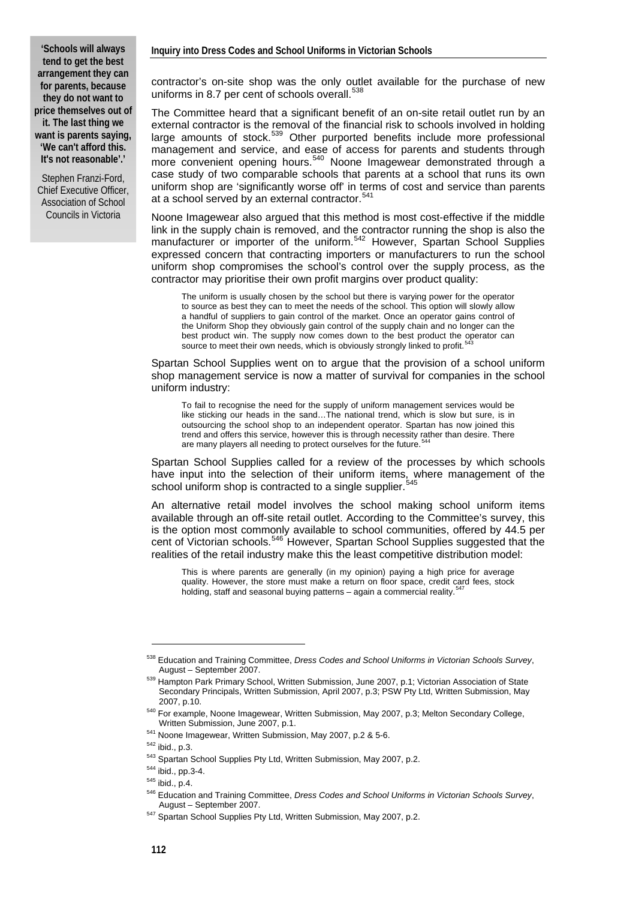> **'Schools will always tend to get the best arrangement they can for parents, because they do not want to price themselves out of it. The last thing we want is parents saying, 'We can't afford this. It's not reasonable'.'**
>
> Stephen Franzi-Ford, Chief Executive Officer, Association of School Councils in Victoria

contractor's on-site shop was the only outlet available for the purchase of new uniforms in 8.7 per cent of schools overall.[538]

The Committee heard that a significant benefit of an on-site retail outlet run by an external contractor is the removal of the financial risk to schools involved in holding large amounts of stock.[539] Other purported benefits include more professional management and service, and ease of access for parents and students through more convenient opening hours.[540] Noone Imagewear demonstrated through a case study of two comparable schools that parents at a school that runs its own uniform shop are 'significantly worse off' in terms of cost and service than parents at a school served by an external contractor.[541]

Noone Imagewear also argued that this method is most cost-effective if the middle link in the supply chain is removed, and the contractor running the shop is also the manufacturer or importer of the uniform.[542] However, Spartan School Supplies expressed concern that contracting importers or manufacturers to run the school uniform shop compromises the school's control over the supply process, as the contractor may prioritise their own profit margins over product quality:

> The uniform is usually chosen by the school but there is varying power for the operator to source as best they can to meet the needs of the school. This option will slowly allow a handful of suppliers to gain control of the market. Once an operator gains control of the Uniform Shop they obviously gain control of the supply chain and no longer can the best product win. The supply now comes down to the best product the operator can source to meet their own needs, which is obviously strongly linked to profit.[543]

Spartan School Supplies went on to argue that the provision of a school uniform shop management service is now a matter of survival for companies in the school uniform industry:

> To fail to recognise the need for the supply of uniform management services would be like sticking our heads in the sand…The national trend, which is slow but sure, is in outsourcing the school shop to an independent operator. Spartan has now joined this trend and offers this service, however this is through necessity rather than desire. There are many players all needing to protect ourselves for the future.[544]

Spartan School Supplies called for a review of the processes by which schools have input into the selection of their uniform items, where management of the school uniform shop is contracted to a single supplier.[545]

An alternative retail model involves the school making school uniform items available through an off-site retail outlet. According to the Committee's survey, this is the option most commonly available to school communities, offered by 44.5 per cent of Victorian schools.[546] However, Spartan School Supplies suggested that the realities of the retail industry make this the least competitive distribution model:

> This is where parents are generally (in my opinion) paying a high price for average quality. However, the store must make a return on floor space, credit card fees, stock holding, staff and seasonal buying patterns – again a commercial reality.[547]

---

[538] Education and Training Committee, *Dress Codes and School Uniforms in Victorian Schools Survey*, August – September 2007.

[539] Hampton Park Primary School, Written Submission, June 2007, p.1; Victorian Association of State Secondary Principals, Written Submission, April 2007, p.3; PSW Pty Ltd, Written Submission, May 2007, p.10.

[540] For example, Noone Imagewear, Written Submission, May 2007, p.3; Melton Secondary College, Written Submission, June 2007, p.1.

[541] Noone Imagewear, Written Submission, May 2007, p.2 & 5-6.

[542] ibid., p.3.

[543] Spartan School Supplies Pty Ltd, Written Submission, May 2007, p.2.

[544] ibid., pp.3-4.

[545] ibid., p.4.

[546] Education and Training Committee, *Dress Codes and School Uniforms in Victorian Schools Survey*, August – September 2007.

[547] Spartan School Supplies Pty Ltd, Written Submission, May 2007, p.2.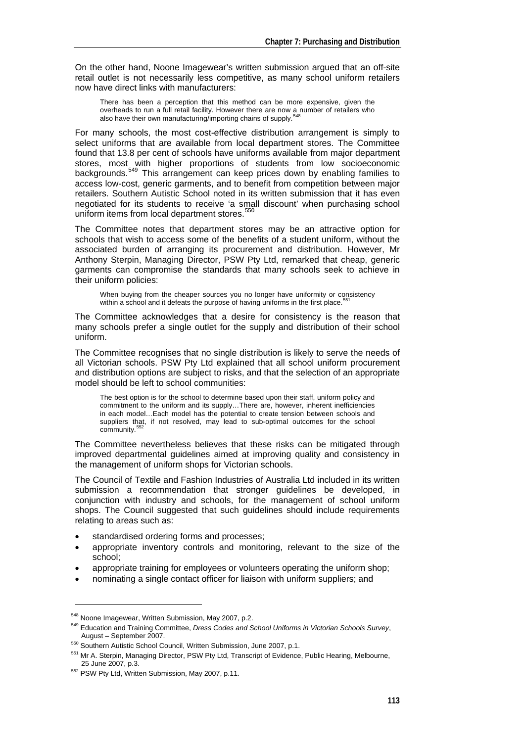On the other hand, Noone Imagewear's written submission argued that an off-site retail outlet is not necessarily less competitive, as many school uniform retailers now have direct links with manufacturers:

> There has been a perception that this method can be more expensive, given the overheads to run a full retail facility. However there are now a number of retailers who also have their own manufacturing/importing chains of supply.[548]

For many schools, the most cost-effective distribution arrangement is simply to select uniforms that are available from local department stores. The Committee found that 13.8 per cent of schools have uniforms available from major department stores, most with higher proportions of students from low socioeconomic backgrounds.[549] This arrangement can keep prices down by enabling families to access low-cost, generic garments, and to benefit from competition between major retailers. Southern Autistic School noted in its written submission that it has even negotiated for its students to receive 'a small discount' when purchasing school uniform items from local department stores.[550]

The Committee notes that department stores may be an attractive option for schools that wish to access some of the benefits of a student uniform, without the associated burden of arranging its procurement and distribution. However, Mr Anthony Sterpin, Managing Director, PSW Pty Ltd, remarked that cheap, generic garments can compromise the standards that many schools seek to achieve in their uniform policies:

> When buying from the cheaper sources you no longer have uniformity or consistency within a school and it defeats the purpose of having uniforms in the first place.[551]

The Committee acknowledges that a desire for consistency is the reason that many schools prefer a single outlet for the supply and distribution of their school uniform.

The Committee recognises that no single distribution is likely to serve the needs of all Victorian schools. PSW Pty Ltd explained that all school uniform procurement and distribution options are subject to risks, and that the selection of an appropriate model should be left to school communities:

> The best option is for the school to determine based upon their staff, uniform policy and commitment to the uniform and its supply…There are, however, inherent inefficiencies in each model…Each model has the potential to create tension between schools and suppliers that, if not resolved, may lead to sub-optimal outcomes for the school community.[552]

The Committee nevertheless believes that these risks can be mitigated through improved departmental guidelines aimed at improving quality and consistency in the management of uniform shops for Victorian schools.

The Council of Textile and Fashion Industries of Australia Ltd included in its written submission a recommendation that stronger guidelines be developed, in conjunction with industry and schools, for the management of school uniform shops. The Council suggested that such guidelines should include requirements relating to areas such as:

- standardised ordering forms and processes;
- appropriate inventory controls and monitoring, relevant to the size of the school;
- appropriate training for employees or volunteers operating the uniform shop;
- nominating a single contact officer for liaison with uniform suppliers; and

---

[548] Noone Imagewear, Written Submission, May 2007, p.2.

[549] Education and Training Committee, *Dress Codes and School Uniforms in Victorian Schools Survey*, August – September 2007.

[550] Southern Autistic School Council, Written Submission, June 2007, p.1.

[551] Mr A. Sterpin, Managing Director, PSW Pty Ltd, Transcript of Evidence, Public Hearing, Melbourne, 25 June 2007, p.3.

[552] PSW Pty Ltd, Written Submission, May 2007, p.11.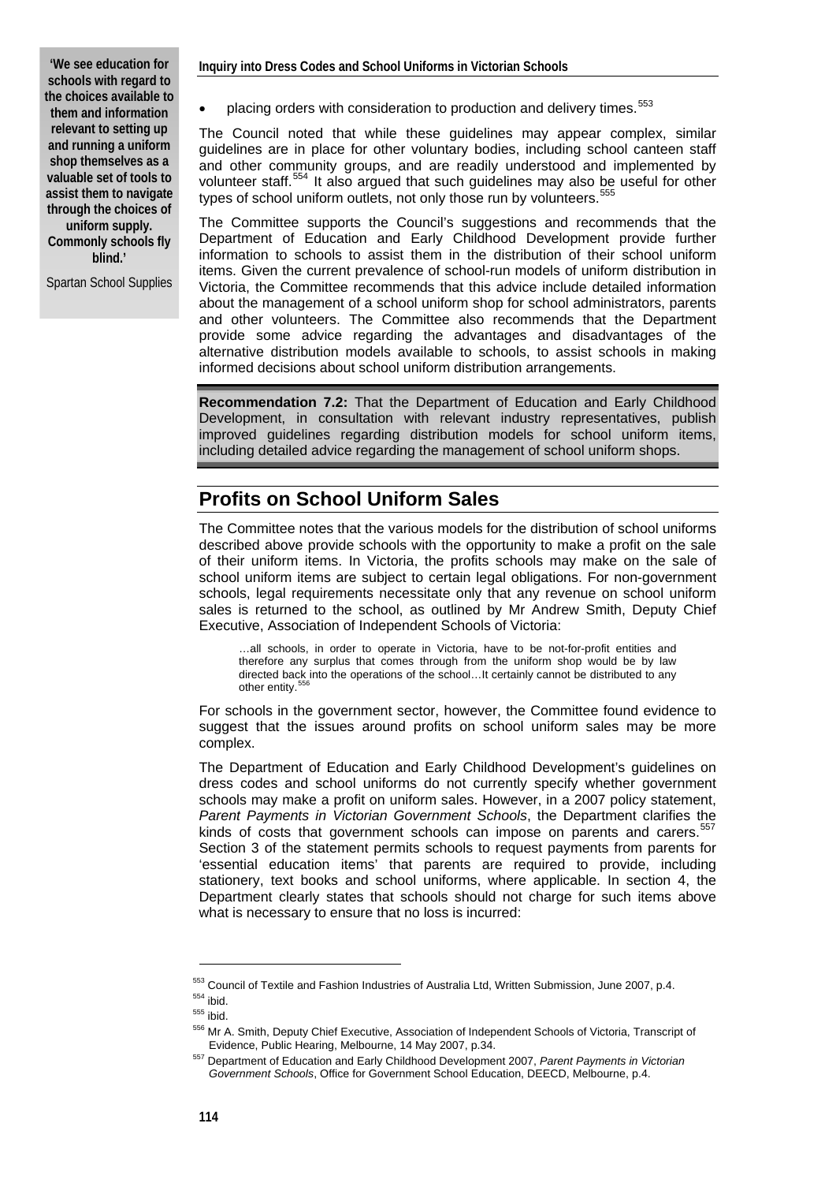> **'We see education for schools with regard to the choices available to them and information relevant to setting up and running a uniform shop themselves as a valuable set of tools to assist them to navigate through the choices of uniform supply. Commonly schools fly blind.'**
>
> Spartan School Supplies

- placing orders with consideration to production and delivery times.[553]

The Council noted that while these guidelines may appear complex, similar guidelines are in place for other voluntary bodies, including school canteen staff and other community groups, and are readily understood and implemented by volunteer staff.[554] It also argued that such guidelines may also be useful for other types of school uniform outlets, not only those run by volunteers.[555]

The Committee supports the Council's suggestions and recommends that the Department of Education and Early Childhood Development provide further information to schools to assist them in the distribution of their school uniform items. Given the current prevalence of school-run models of uniform distribution in Victoria, the Committee recommends that this advice include detailed information about the management of a school uniform shop for school administrators, parents and other volunteers. The Committee also recommends that the Department provide some advice regarding the advantages and disadvantages of the alternative distribution models available to schools, to assist schools in making informed decisions about school uniform distribution arrangements.

**Recommendation 7.2:** That the Department of Education and Early Childhood Development, in consultation with relevant industry representatives, publish improved guidelines regarding distribution models for school uniform items, including detailed advice regarding the management of school uniform shops.

## Profits on School Uniform Sales

The Committee notes that the various models for the distribution of school uniforms described above provide schools with the opportunity to make a profit on the sale of their uniform items. In Victoria, the profits schools may make on the sale of school uniform items are subject to certain legal obligations. For non-government schools, legal requirements necessitate only that any revenue on school uniform sales is returned to the school, as outlined by Mr Andrew Smith, Deputy Chief Executive, Association of Independent Schools of Victoria:

> …all schools, in order to operate in Victoria, have to be not-for-profit entities and therefore any surplus that comes through from the uniform shop would be by law directed back into the operations of the school…It certainly cannot be distributed to any other entity.[556]

For schools in the government sector, however, the Committee found evidence to suggest that the issues around profits on school uniform sales may be more complex.

The Department of Education and Early Childhood Development's guidelines on dress codes and school uniforms do not currently specify whether government schools may make a profit on uniform sales. However, in a 2007 policy statement, *Parent Payments in Victorian Government Schools*, the Department clarifies the kinds of costs that government schools can impose on parents and carers.[557] Section 3 of the statement permits schools to request payments from parents for 'essential education items' that parents are required to provide, including stationery, text books and school uniforms, where applicable. In section 4, the Department clearly states that schools should not charge for such items above what is necessary to ensure that no loss is incurred:

---

[553] Council of Textile and Fashion Industries of Australia Ltd, Written Submission, June 2007, p.4.
[554] ibid.
[555] ibid.
[556] Mr A. Smith, Deputy Chief Executive, Association of Independent Schools of Victoria, Transcript of Evidence, Public Hearing, Melbourne, 14 May 2007, p.34.
[557] Department of Education and Early Childhood Development 2007, *Parent Payments in Victorian Government Schools*, Office for Government School Education, DEECD, Melbourne, p.4.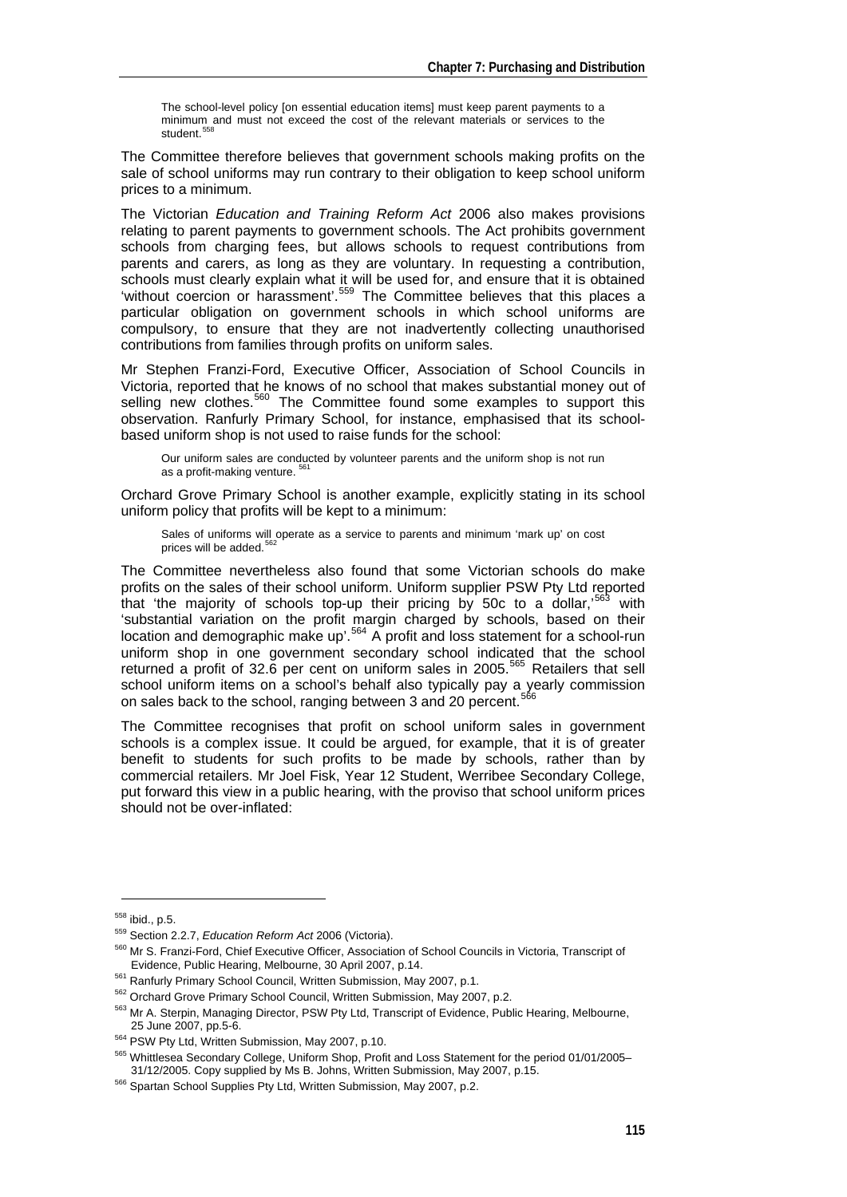> The school-level policy [on essential education items] must keep parent payments to a minimum and must not exceed the cost of the relevant materials or services to the student.[558]

The Committee therefore believes that government schools making profits on the sale of school uniforms may run contrary to their obligation to keep school uniform prices to a minimum.

The Victorian *Education and Training Reform Act* 2006 also makes provisions relating to parent payments to government schools. The Act prohibits government schools from charging fees, but allows schools to request contributions from parents and carers, as long as they are voluntary. In requesting a contribution, schools must clearly explain what it will be used for, and ensure that it is obtained 'without coercion or harassment'.[559] The Committee believes that this places a particular obligation on government schools in which school uniforms are compulsory, to ensure that they are not inadvertently collecting unauthorised contributions from families through profits on uniform sales.

Mr Stephen Franzi-Ford, Executive Officer, Association of School Councils in Victoria, reported that he knows of no school that makes substantial money out of selling new clothes.[560] The Committee found some examples to support this observation. Ranfurly Primary School, for instance, emphasised that its school-based uniform shop is not used to raise funds for the school:

> Our uniform sales are conducted by volunteer parents and the uniform shop is not run as a profit-making venture.[561]

Orchard Grove Primary School is another example, explicitly stating in its school uniform policy that profits will be kept to a minimum:

> Sales of uniforms will operate as a service to parents and minimum 'mark up' on cost prices will be added.[562]

The Committee nevertheless also found that some Victorian schools do make profits on the sales of their school uniform. Uniform supplier PSW Pty Ltd reported that 'the majority of schools top-up their pricing by 50c to a dollar,'[563] with 'substantial variation on the profit margin charged by schools, based on their location and demographic make up'.[564] A profit and loss statement for a school-run uniform shop in one government secondary school indicated that the school returned a profit of 32.6 per cent on uniform sales in 2005.[565] Retailers that sell school uniform items on a school's behalf also typically pay a yearly commission on sales back to the school, ranging between 3 and 20 percent.[566]

The Committee recognises that profit on school uniform sales in government schools is a complex issue. It could be argued, for example, that it is of greater benefit to students for such profits to be made by schools, rather than by commercial retailers. Mr Joel Fisk, Year 12 Student, Werribee Secondary College, put forward this view in a public hearing, with the proviso that school uniform prices should not be over-inflated:

---

[558] ibid., p.5.

[559] Section 2.2.7, *Education Reform Act* 2006 (Victoria).

[560] Mr S. Franzi-Ford, Chief Executive Officer, Association of School Councils in Victoria, Transcript of Evidence, Public Hearing, Melbourne, 30 April 2007, p.14.

[561] Ranfurly Primary School Council, Written Submission, May 2007, p.1.

[562] Orchard Grove Primary School Council, Written Submission, May 2007, p.2.

[563] Mr A. Sterpin, Managing Director, PSW Pty Ltd, Transcript of Evidence, Public Hearing, Melbourne, 25 June 2007, pp.5-6.

[564] PSW Pty Ltd, Written Submission, May 2007, p.10.

[565] Whittlesea Secondary College, Uniform Shop, Profit and Loss Statement for the period 01/01/2005–31/12/2005. Copy supplied by Ms B. Johns, Written Submission, May 2007, p.15.

[566] Spartan School Supplies Pty Ltd, Written Submission, May 2007, p.2.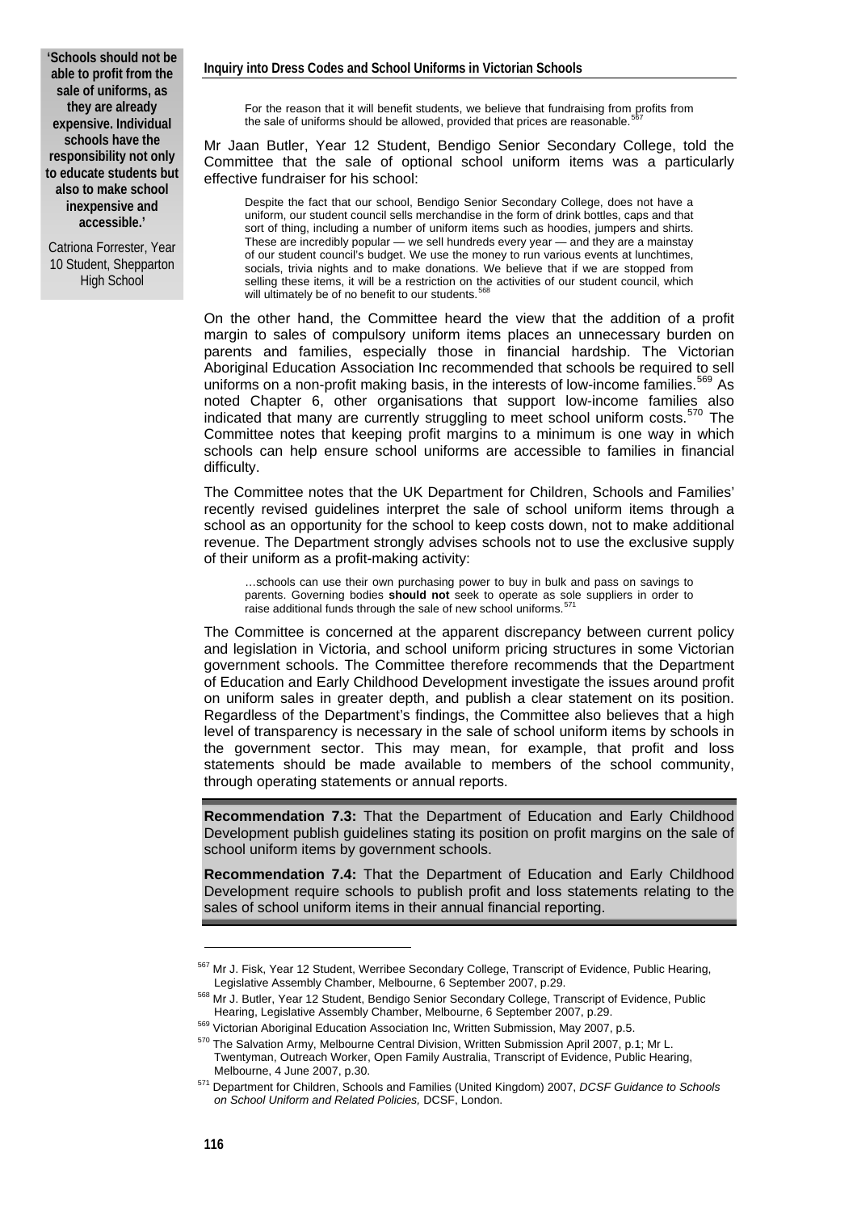**'Schools should not be able to profit from the sale of uniforms, as they are already expensive. Individual schools have the responsibility not only to educate students but also to make school inexpensive and accessible.'**

Catriona Forrester, Year 10 Student, Shepparton High School

> For the reason that it will benefit students, we believe that fundraising from profits from the sale of uniforms should be allowed, provided that prices are reasonable.[567]

Mr Jaan Butler, Year 12 Student, Bendigo Senior Secondary College, told the Committee that the sale of optional school uniform items was a particularly effective fundraiser for his school:

> Despite the fact that our school, Bendigo Senior Secondary College, does not have a uniform, our student council sells merchandise in the form of drink bottles, caps and that sort of thing, including a number of uniform items such as hoodies, jumpers and shirts. These are incredibly popular — we sell hundreds every year — and they are a mainstay of our student council's budget. We use the money to run various events at lunchtimes, socials, trivia nights and to make donations. We believe that if we are stopped from selling these items, it will be a restriction on the activities of our student council, which will ultimately be of no benefit to our students.[568]

On the other hand, the Committee heard the view that the addition of a profit margin to sales of compulsory uniform items places an unnecessary burden on parents and families, especially those in financial hardship. The Victorian Aboriginal Education Association Inc recommended that schools be required to sell uniforms on a non-profit making basis, in the interests of low-income families.[569] As noted Chapter 6, other organisations that support low-income families also indicated that many are currently struggling to meet school uniform costs.[570] The Committee notes that keeping profit margins to a minimum is one way in which schools can help ensure school uniforms are accessible to families in financial difficulty.

The Committee notes that the UK Department for Children, Schools and Families' recently revised guidelines interpret the sale of school uniform items through a school as an opportunity for the school to keep costs down, not to make additional revenue. The Department strongly advises schools not to use the exclusive supply of their uniform as a profit-making activity:

> …schools can use their own purchasing power to buy in bulk and pass on savings to parents. Governing bodies **should not** seek to operate as sole suppliers in order to raise additional funds through the sale of new school uniforms.[571]

The Committee is concerned at the apparent discrepancy between current policy and legislation in Victoria, and school uniform pricing structures in some Victorian government schools. The Committee therefore recommends that the Department of Education and Early Childhood Development investigate the issues around profit on uniform sales in greater depth, and publish a clear statement on its position. Regardless of the Department's findings, the Committee also believes that a high level of transparency is necessary in the sale of school uniform items by schools in the government sector. This may mean, for example, that profit and loss statements should be made available to members of the school community, through operating statements or annual reports.

**Recommendation 7.3:** That the Department of Education and Early Childhood Development publish guidelines stating its position on profit margins on the sale of school uniform items by government schools.

**Recommendation 7.4:** That the Department of Education and Early Childhood Development require schools to publish profit and loss statements relating to the sales of school uniform items in their annual financial reporting.

---

[567] Mr J. Fisk, Year 12 Student, Werribee Secondary College, Transcript of Evidence, Public Hearing, Legislative Assembly Chamber, Melbourne, 6 September 2007, p.29.

[568] Mr J. Butler, Year 12 Student, Bendigo Senior Secondary College, Transcript of Evidence, Public Hearing, Legislative Assembly Chamber, Melbourne, 6 September 2007, p.29.

[569] Victorian Aboriginal Education Association Inc, Written Submission, May 2007, p.5.

[570] The Salvation Army, Melbourne Central Division, Written Submission April 2007, p.1; Mr L. Twentyman, Outreach Worker, Open Family Australia, Transcript of Evidence, Public Hearing, Melbourne, 4 June 2007, p.30.

[571] Department for Children, Schools and Families (United Kingdom) 2007, *DCSF Guidance to Schools on School Uniform and Related Policies,* DCSF, London.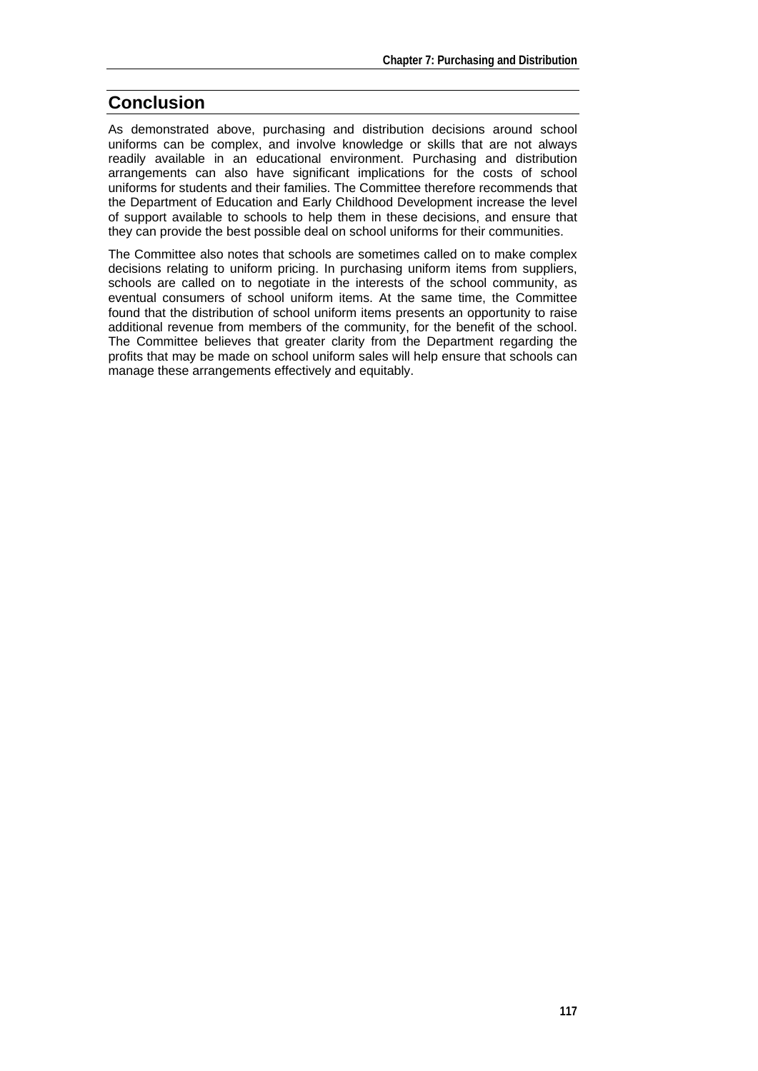## Conclusion

As demonstrated above, purchasing and distribution decisions around school uniforms can be complex, and involve knowledge or skills that are not always readily available in an educational environment. Purchasing and distribution arrangements can also have significant implications for the costs of school uniforms for students and their families. The Committee therefore recommends that the Department of Education and Early Childhood Development increase the level of support available to schools to help them in these decisions, and ensure that they can provide the best possible deal on school uniforms for their communities.

The Committee also notes that schools are sometimes called on to make complex decisions relating to uniform pricing. In purchasing uniform items from suppliers, schools are called on to negotiate in the interests of the school community, as eventual consumers of school uniform items. At the same time, the Committee found that the distribution of school uniform items presents an opportunity to raise additional revenue from members of the community, for the benefit of the school. The Committee believes that greater clarity from the Department regarding the profits that may be made on school uniform sales will help ensure that schools can manage these arrangements effectively and equitably.